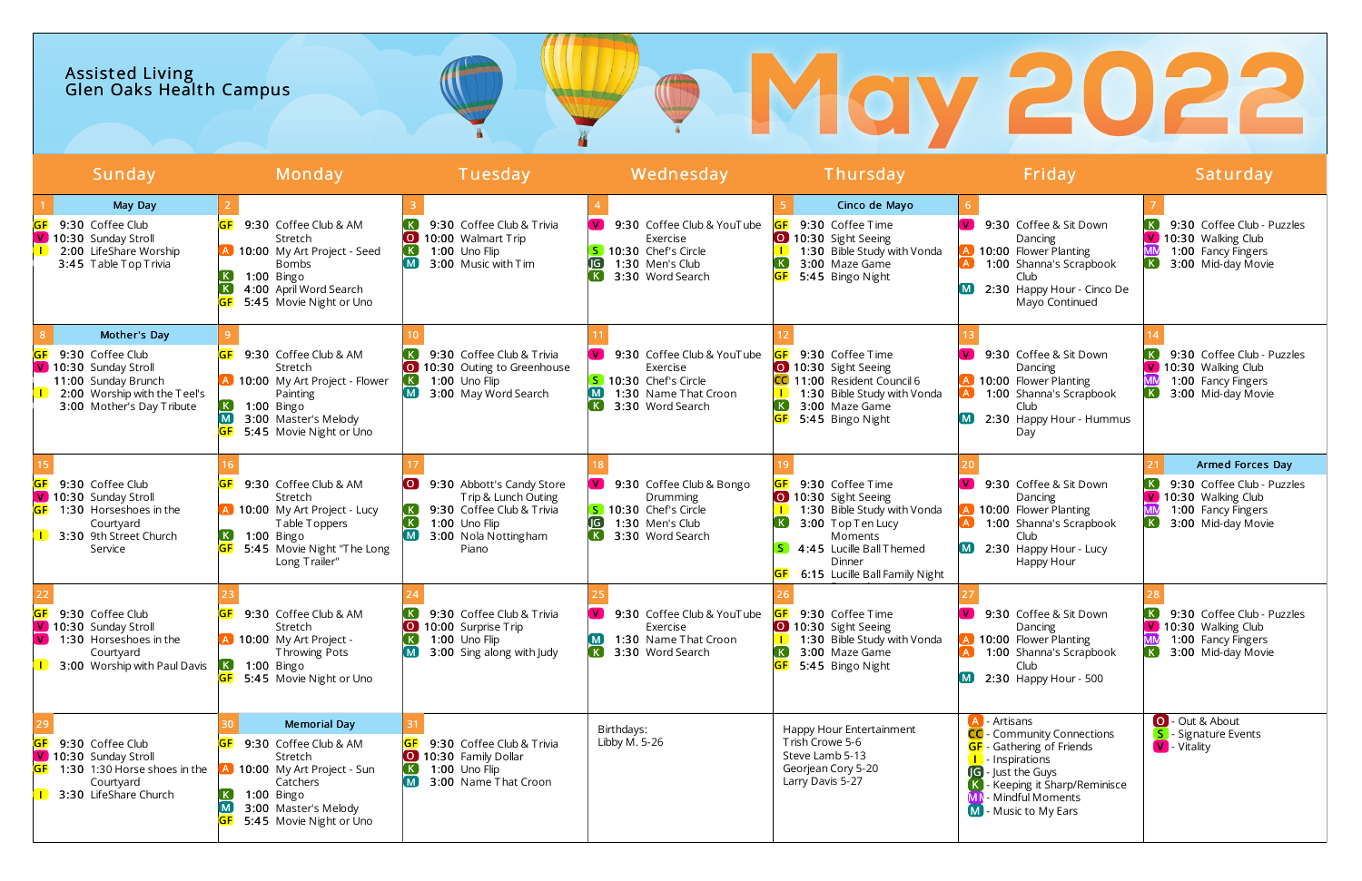Assisted Living
Glen Oaks Health Campus

# May 2022

| Sunday | Monday | Tuesday | Wednesday | Thursday | Friday | Saturday |
|---|---|---|---|---|---|---|
| **1** May Day<br>GF 9:30 Coffee Club<br>V 10:30 Sunday Stroll<br>I 2:00 LifeShare Worship<br>3:45 Table Top Trivia | **2**<br>GF 9:30 Coffee Club & AM Stretch<br>A 10:00 My Art Project - Seed Bombs<br>K 1:00 Bingo<br>K 4:00 April Word Search<br>GF 5:45 Movie Night or Uno | **3**<br>K 9:30 Coffee Club & Trivia<br>O 10:00 Walmart Trip<br>K 1:00 Uno Flip<br>M 3:00 Music with Tim | **4**<br>V 9:30 Coffee Club & YouTube Exercise<br>S 10:30 Chef's Circle<br>JG 1:30 Men's Club<br>K 3:30 Word Search | **5** Cinco de Mayo<br>GF 9:30 Coffee Time<br>O 10:30 Sight Seeing<br>I 1:30 Bible Study with Vonda<br>K 3:00 Maze Game<br>GF 5:45 Bingo Night | **6**<br>V 9:30 Coffee & Sit Down Dancing<br>A 10:00 Flower Planting<br>A 1:00 Shanna's Scrapbook Club<br>M 2:30 Happy Hour - Cinco De Mayo Continued | **7**<br>K 9:30 Coffee Club - Puzzles<br>V 10:30 Walking Club<br>MM 1:00 Fancy Fingers<br>K 3:00 Mid-day Movie |
| **8** Mother's Day<br>GF 9:30 Coffee Club<br>V 10:30 Sunday Stroll<br>11:00 Sunday Brunch<br>I 2:00 Worship with the Teel's<br>3:00 Mother's Day Tribute | **9**<br>GF 9:30 Coffee Club & AM Stretch<br>A 10:00 My Art Project - Flower Painting<br>K 1:00 Bingo<br>M 3:00 Master's Melody<br>GF 5:45 Movie Night or Uno | **10**<br>K 9:30 Coffee Club & Trivia<br>O 10:30 Outing to Greenhouse<br>K 1:00 Uno Flip<br>M 3:00 May Word Search | **11**<br>V 9:30 Coffee Club & YouTube Exercise<br>S 10:30 Chef's Circle<br>M 1:30 Name That Croon<br>K 3:30 Word Search | **12**<br>GF 9:30 Coffee Time<br>O 10:30 Sight Seeing<br>CC 11:00 Resident Council 6<br>I 1:30 Bible Study with Vonda<br>K 3:00 Maze Game<br>GF 5:45 Bingo Night | **13**<br>V 9:30 Coffee & Sit Down Dancing<br>A 10:00 Flower Planting<br>A 1:00 Shanna's Scrapbook Club<br>M 2:30 Happy Hour - Hummus Day | **14**<br>K 9:30 Coffee Club - Puzzles<br>V 10:30 Walking Club<br>MM 1:00 Fancy Fingers<br>K 3:00 Mid-day Movie |
| **15**<br>GF 9:30 Coffee Club<br>V 10:30 Sunday Stroll<br>GF 1:30 Horseshoes in the Courtyard<br>I 3:30 9th Street Church Service | **16**<br>GF 9:30 Coffee Club & AM Stretch<br>A 10:00 My Art Project - Lucy Table Toppers<br>K 1:00 Bingo<br>GF 5:45 Movie Night "The Long Long Trailer" | **17**<br>O 9:30 Abbott's Candy Store Trip & Lunch Outing<br>K 9:30 Coffee Club & Trivia<br>K 1:00 Uno Flip<br>M 3:00 Nola Nottingham Piano | **18**<br>V 9:30 Coffee Club & Bongo Drumming<br>S 10:30 Chef's Circle<br>JG 1:30 Men's Club<br>K 3:30 Word Search | **19**<br>GF 9:30 Coffee Time<br>O 10:30 Sight Seeing<br>I 1:30 Bible Study with Vonda<br>K 3:00 Top Ten Lucy Moments<br>S 4:45 Lucille Ball Themed Dinner<br>GF 6:15 Lucille Ball Family Night | **20**<br>V 9:30 Coffee & Sit Down Dancing<br>A 10:00 Flower Planting<br>A 1:00 Shanna's Scrapbook Club<br>M 2:30 Happy Hour - Lucy Happy Hour | **21** Armed Forces Day<br>K 9:30 Coffee Club - Puzzles<br>V 10:30 Walking Club<br>MM 1:00 Fancy Fingers<br>K 3:00 Mid-day Movie |
| **22**<br>GF 9:30 Coffee Club<br>V 10:30 Sunday Stroll<br>V 1:30 Horseshoes in the Courtyard<br>I 3:00 Worship with Paul Davis | **23**<br>GF 9:30 Coffee Club & AM Stretch<br>A 10:00 My Art Project - Throwing Pots<br>K 1:00 Bingo<br>GF 5:45 Movie Night or Uno | **24**<br>K 9:30 Coffee Club & Trivia<br>O 10:00 Surprise Trip<br>K 1:00 Uno Flip<br>M 3:00 Sing along with Judy | **25**<br>V 9:30 Coffee Club & YouTube Exercise<br>M 1:30 Name That Croon<br>K 3:30 Word Search | **26**<br>GF 9:30 Coffee Time<br>O 10:30 Sight Seeing<br>I 1:30 Bible Study with Vonda<br>K 3:00 Maze Game<br>GF 5:45 Bingo Night | **27**<br>V 9:30 Coffee & Sit Down Dancing<br>A 10:00 Flower Planting<br>A 1:00 Shanna's Scrapbook Club<br>M 2:30 Happy Hour - 500 | **28**<br>K 9:30 Coffee Club - Puzzles<br>V 10:30 Walking Club<br>MM 1:00 Fancy Fingers<br>K 3:00 Mid-day Movie |
| **29**<br>GF 9:30 Coffee Club<br>V 10:30 Sunday Stroll<br>GF 1:30 1:30 Horse shoes in the Courtyard<br>I 3:30 LifeShare Church | **30** Memorial Day<br>GF 9:30 Coffee Club & AM Stretch<br>A 10:00 My Art Project - Sun Catchers<br>K 1:00 Bingo<br>M 3:00 Master's Melody<br>GF 5:45 Movie Night or Uno | **31**<br>GF 9:30 Coffee Club & Trivia<br>O 10:30 Family Dollar<br>K 1:00 Uno Flip<br>M 3:00 Name That Croon | Birthdays:<br>Libby M. 5-26 | Happy Hour Entertainment<br>Trish Crowe 5-6<br>Steve Lamb 5-13<br>Georjean Cory 5-20<br>Larry Davis 5-27 | A - Artisans<br>CC - Community Connections<br>GF - Gathering of Friends<br>I - Inspirations<br>JG - Just the Guys<br>K - Keeping it Sharp/Reminisce<br>MM - Mindful Moments<br>M - Music to My Ears | O - Out & About<br>S - Signature Events<br>V - Vitality |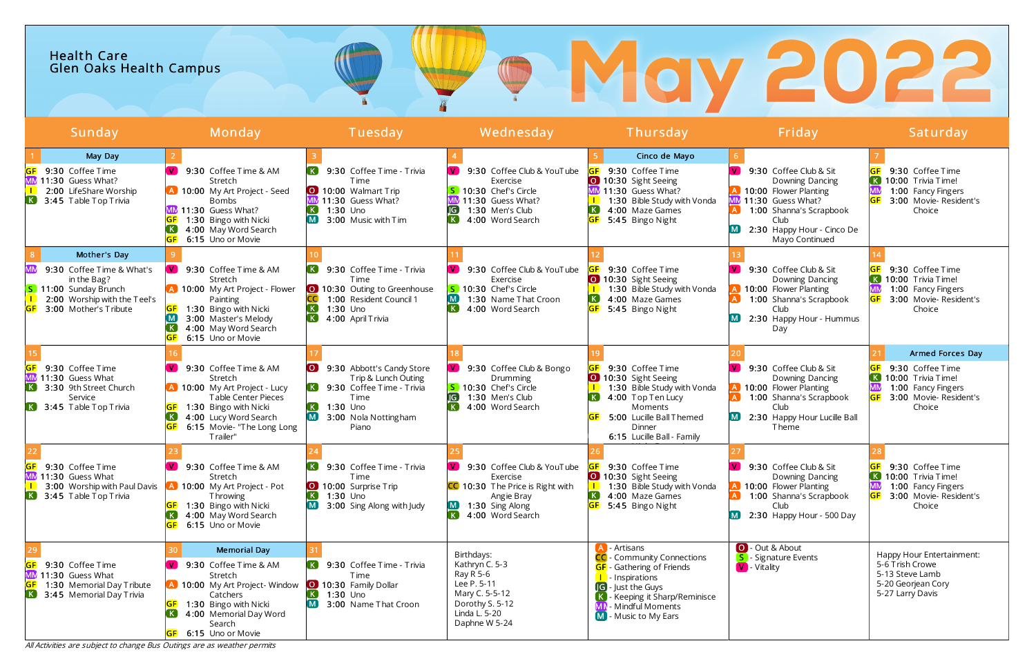Health Care
Glen Oaks Health Campus

# May 2022

| Sunday | Monday | Tuesday | Wednesday | Thursday | Friday | Saturday |
|---|---|---|---|---|---|---|
| **1** May Day<br>GF 9:30 Coffee Time<br>MM 11:30 Guess What?<br>I 2:00 LifeShare Worship<br>K 3:45 Table Top Trivia | **2**<br>V 9:30 Coffee Time & AM Stretch<br>A 10:00 My Art Project - Seed Bombs<br>MM 11:30 Guess What?<br>GF 1:30 Bingo with Nicki<br>K 4:00 May Word Search<br>GF 6:15 Uno or Movie | **3**<br>K 9:30 Coffee Time - Trivia Time<br>O 10:00 Walmart Trip<br>MM 11:30 Guess What?<br>K 1:30 Uno<br>M 3:00 Music with Tim | **4**<br>V 9:30 Coffee Club & YouTube Exercise<br>S 10:30 Chef's Circle<br>MM 11:30 Guess What?<br>JG 1:30 Men's Club<br>K 4:00 Word Search | **5** Cinco de Mayo<br>GF 9:30 Coffee Time<br>O 10:30 Sight Seeing<br>MM 11:30 Guess What?<br>I 1:30 Bible Study with Vonda<br>K 4:00 Maze Games<br>GF 5:45 Bingo Night | **6**<br>V 9:30 Coffee Club & Sit Downing Dancing<br>A 10:00 Flower Planting<br>MM 11:30 Guess What?<br>A 1:00 Shanna's Scrapbook Club<br>M 2:30 Happy Hour - Cinco De Mayo Continued | **7**<br>GF 9:30 Coffee Time<br>K 10:00 Trivia Time!<br>MM 1:00 Fancy Fingers<br>GF 3:00 Movie- Resident's Choice |
| **8** Mother's Day<br>MM 9:30 Coffee Time & What's in the Bag?<br>S 11:00 Sunday Brunch<br>I 2:00 Worship with the Teel's<br>GF 3:00 Mother's Tribute | **9**<br>V 9:30 Coffee Time & AM Stretch<br>A 10:00 My Art Project - Flower Painting<br>GF 1:30 Bingo with Nicki<br>M 3:00 Master's Melody<br>K 4:00 May Word Search<br>GF 6:15 Uno or Movie | **10**<br>K 9:30 Coffee Time - Trivia Time<br>O 10:30 Outing to Greenhouse<br>CC 1:00 Resident Council 1<br>K 1:30 Uno<br>K 4:00 April Trivia | **11**<br>V 9:30 Coffee Club & YouTube Exercise<br>S 10:30 Chef's Circle<br>M 1:30 Name That Croon<br>K 4:00 Word Search | **12**<br>GF 9:30 Coffee Time<br>O 10:30 Sight Seeing<br>I 1:30 Bible Study with Vonda<br>K 4:00 Maze Games<br>GF 5:45 Bingo Night | **13**<br>V 9:30 Coffee Club & Sit Downing Dancing<br>A 10:00 Flower Planting<br>A 1:00 Shanna's Scrapbook Club<br>M 2:30 Happy Hour - Hummus Day | **14**<br>GF 9:30 Coffee Time<br>K 10:00 Trivia Time!<br>MM 1:00 Fancy Fingers<br>GF 3:00 Movie- Resident's Choice |
| **15**<br>GF 9:30 Coffee Time<br>MM 11:30 Guess What<br>K 3:30 9th Street Church Service<br>K 3:45 Table Top Trivia | **16**<br>V 9:30 Coffee Time & AM Stretch<br>A 10:00 My Art Project - Lucy Table Center Pieces<br>GF 1:30 Bingo with Nicki<br>K 4:00 Lucy Word Search<br>GF 6:15 Movie- "The Long Long Trailer" | **17**<br>O 9:30 Abbott's Candy Store Trip & Lunch Outing<br>K 9:30 Coffee Time - Trivia Time<br>K 1:30 Uno<br>M 3:00 Nola Nottingham Piano | **18**<br>V 9:30 Coffee Club & Bongo Drumming<br>S 10:30 Chef's Circle<br>JG 1:30 Men's Club<br>K 4:00 Word Search | **19**<br>GF 9:30 Coffee Time<br>O 10:30 Sight Seeing<br>I 1:30 Bible Study with Vonda<br>K 4:00 Top Ten Lucy Moments<br>GF 5:00 Lucille Ball Themed Dinner<br>6:15 Lucille Ball - Family | **20**<br>V 9:30 Coffee Club & Sit Downing Dancing<br>A 10:00 Flower Planting<br>A 1:00 Shanna's Scrapbook Club<br>M 2:30 Happy Hour Lucille Ball Theme | **21** Armed Forces Day<br>GF 9:30 Coffee Time<br>K 10:00 Trivia Time!<br>MM 1:00 Fancy Fingers<br>GF 3:00 Movie- Resident's Choice |
| **22**<br>GF 9:30 Coffee Time<br>MM 11:30 Guess What<br>I 3:00 Worship with Paul Davis<br>K 3:45 Table Top Trivia | **23**<br>V 9:30 Coffee Time & AM Stretch<br>A 10:00 My Art Project - Pot Throwing<br>GF 1:30 Bingo with Nicki<br>K 4:00 May Word Search<br>GF 6:15 Uno or Movie | **24**<br>K 9:30 Coffee Time - Trivia Time<br>O 10:00 Surprise Trip<br>K 1:30 Uno<br>M 3:00 Sing Along with Judy | **25**<br>V 9:30 Coffee Club & YouTube Exercise<br>CC 10:30 The Price is Right with Angie Bray<br>M 1:30 Sing Along<br>K 4:00 Word Search | **26**<br>GF 9:30 Coffee Time<br>O 10:30 Sight Seeing<br>I 1:30 Bible Study with Vonda<br>K 4:00 Maze Games<br>GF 5:45 Bingo Night | **27**<br>V 9:30 Coffee Club & Sit Downing Dancing<br>A 10:00 Flower Planting<br>A 1:00 Shanna's Scrapbook Club<br>M 2:30 Happy Hour - 500 Day | **28**<br>GF 9:30 Coffee Time<br>K 10:00 Trivia Time!<br>MM 1:00 Fancy Fingers<br>GF 3:00 Movie- Resident's Choice |
| **29**<br>GF 9:30 Coffee Time<br>MM 11:30 Guess What<br>GF 1:30 Memorial Day Tribute<br>K 3:45 Memorial Day Trivia | **30** Memorial Day<br>V 9:30 Coffee Time & AM Stretch<br>A 10:00 My Art Project- Window Catchers<br>GF 1:30 Bingo with Nicki<br>K 4:00 Memorial Day Word Search<br>GF 6:15 Uno or Movie | **31**<br>K 9:30 Coffee Time - Trivia Time<br>O 10:30 Family Dollar<br>K 1:30 Uno<br>M 3:00 Name That Croon | Birthdays:<br>Kathryn C. 5-3<br>Ray R 5-6<br>Lee P. 5-11<br>Mary C. 5-5-12<br>Dorothy S. 5-12<br>Linda L. 5-20<br>Daphne W 5-24 | A - Artisans<br>CC - Community Connections<br>GF - Gathering of Friends<br>I - Inspirations<br>JG - Just the Guys<br>K - Keeping it Sharp/Reminisce<br>MM - Mindful Moments<br>M - Music to My Ears | O - Out & About<br>S - Signature Events<br>V - Vitality | Happy Hour Entertainment:<br>5-6 Trish Crowe<br>5-13 Steve Lamb<br>5-20 Georjean Cory<br>5-27 Larry Davis |

*All Activities are subject to change Bus Outings are as weather permits*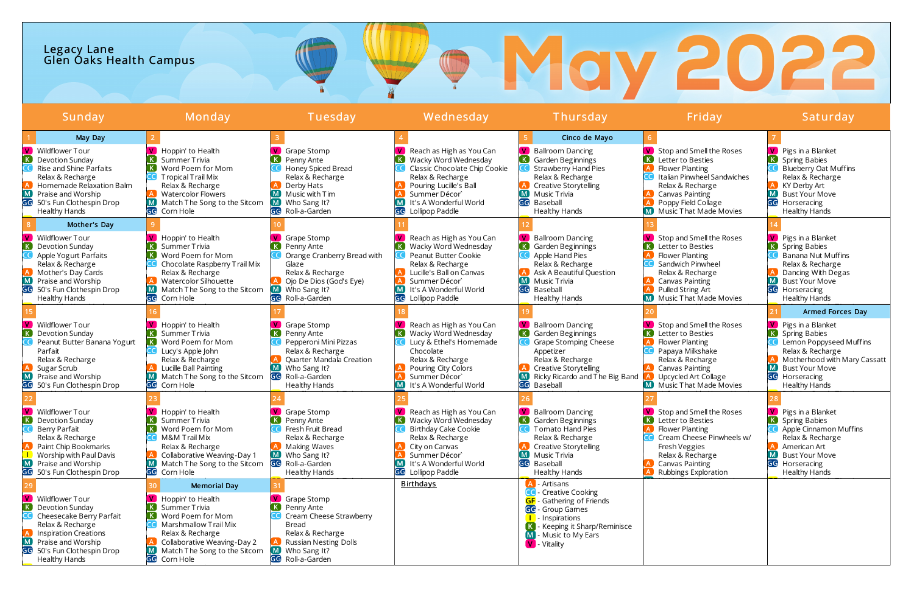Legacy Lane
Glen Oaks Health Campus

# May 2022

| Sunday | Monday | Tuesday | Wednesday | Thursday | Friday | Saturday |
|---|---|---|---|---|---|---|
| **1** May Day<br>V Wildflower Tour<br>K Devotion Sunday<br>CC Rise and Shine Parfaits<br>Relax & Recharge<br>A Homemade Relaxation Balm<br>M Praise and Worship<br>GG 50's Fun Clothespin Drop<br>Healthy Hands | **2**<br>V Hoppin' to Health<br>K Summer Trivia<br>K Word Poem for Mom<br>CC Tropical Trail Mix<br>Relax & Recharge<br>A Watercolor Flowers<br>M Match The Song to the Sitcom<br>GG Corn Hole | **3**<br>V Grape Stomp<br>K Penny Ante<br>CC Honey Spiced Bread<br>Relax & Recharge<br>A Derby Hats<br>M Music with Tim<br>M Who Sang It?<br>GG Roll-a-Garden | **4**<br>V Reach as High as You Can<br>K Wacky Word Wednesday<br>CC Classic Chocolate Chip Cookie<br>Relax & Recharge<br>A Pouring Lucille's Ball<br>A Summer Décor`<br>M It's A Wonderful World<br>GG Lollipop Paddle | **5** Cinco de Mayo<br>V Ballroom Dancing<br>K Garden Beginnings<br>CC Strawberry Hand Pies<br>Relax & Recharge<br>A Creative Storytelling<br>M Music Trivia<br>GG Baseball<br>Healthy Hands | **6**<br>V Stop and Smell the Roses<br>K Letter to Besties<br>A Flower Planting<br>CC Italian Pinwheel Sandwiches<br>Relax & Recharge<br>A Canvas Painting<br>A Poppy Field Collage<br>M Music That Made Movies | **7**<br>V Pigs in a Blanket<br>K Spring Babies<br>CC Blueberry Oat Muffins<br>Relax & Recharge<br>A KY Derby Art<br>M Bust Your Move<br>GG Horseracing<br>Healthy Hands |
| **8** Mother's Day<br>V Wildflower Tour<br>K Devotion Sunday<br>CC Apple Yogurt Parfaits<br>Relax & Recharge<br>A Mother's Day Cards<br>M Praise and Worship<br>GG 50's Fun Clothespin Drop<br>Healthy Hands | **9**<br>V Hoppin' to Health<br>K Summer Trivia<br>K Word Poem for Mom<br>CC Chocolate Raspberry Trail Mix<br>Relax & Recharge<br>A Watercolor Silhouette<br>M Match The Song to the Sitcom<br>GG Corn Hole | **10**<br>V Grape Stomp<br>K Penny Ante<br>CC Orange Cranberry Bread with Glaze<br>Relax & Recharge<br>A Ojo De Dios (God's Eye)<br>M Who Sang It?<br>GG Roll-a-Garden | **11**<br>V Reach as High as You Can<br>K Wacky Word Wednesday<br>CC Peanut Butter Cookie<br>Relax & Recharge<br>A Lucille's Ball on Canvas<br>A Summer Décor`<br>M It's A Wonderful World<br>GG Lollipop Paddle | **12**<br>V Ballroom Dancing<br>K Garden Beginnings<br>CC Apple Hand Pies<br>Relax & Recharge<br>A Ask A Beautiful Question<br>M Music Trivia<br>GG Baseball<br>Healthy Hands | **13**<br>V Stop and Smell the Roses<br>K Letter to Besties<br>A Flower Planting<br>CC Sandwich Pinwheel<br>Relax & Recharge<br>A Canvas Painting<br>A Pulled String Art<br>M Music That Made Movies | **14**<br>V Pigs in a Blanket<br>K Spring Babies<br>CC Banana Nut Muffins<br>Relax & Recharge<br>A Dancing With Degas<br>M Bust Your Move<br>GG Horseracing<br>Healthy Hands |
| **15**<br>V Wildflower Tour<br>K Devotion Sunday<br>CC Peanut Butter Banana Yogurt Parfait<br>Relax & Recharge<br>A Sugar Scrub<br>M Praise and Worship<br>GG 50's Fun Clothespin Drop | **16**<br>V Hoppin' to Health<br>K Summer Trivia<br>K Word Poem for Mom<br>CC Lucy's Apple John<br>Relax & Recharge<br>A Lucille Ball Painting<br>M Match The Song to the Sitcom<br>GG Corn Hole | **17**<br>V Grape Stomp<br>K Penny Ante<br>CC Pepperoni Mini Pizzas<br>Relax & Recharge<br>A Quarter Mandala Creation<br>M Who Sang It?<br>GG Roll-a-Garden<br>Healthy Hands | **18**<br>V Reach as High as You Can<br>K Wacky Word Wednesday<br>CC Lucy & Ethel's Homemade Chocolate<br>Relax & Recharge<br>A Pouring City Colors<br>A Summer Décor`<br>M It's A Wonderful World | **19**<br>V Ballroom Dancing<br>K Garden Beginnings<br>CC Grape Stomping Cheese Appetizer<br>Relax & Recharge<br>A Creative Storytelling<br>M Ricky Ricardo and The Big Band<br>GG Baseball | **20**<br>V Stop and Smell the Roses<br>K Letter to Besties<br>A Flower Planting<br>CC Papaya Milkshake<br>Relax & Recharge<br>A Canvas Painting<br>A Upcycled Art Collage<br>M Music That Made Movies | **21** Armed Forces Day<br>V Pigs in a Blanket<br>K Spring Babies<br>CC Lemon Poppyseed Muffins<br>Relax & Recharge<br>A Motherhood with Mary Cassatt<br>M Bust Your Move<br>GG Horseracing<br>Healthy Hands |
| **22**<br>V Wildflower Tour<br>K Devotion Sunday<br>CC Berry Parfait<br>Relax & Recharge<br>A Paint Chip Bookmarks<br>I Worship with Paul Davis<br>M Praise and Worship<br>GG 50's Fun Clothespin Drop | **23**<br>V Hoppin' to Health<br>K Summer Trivia<br>K Word Poem for Mom<br>CC M&M Trail Mix<br>Relax & Recharge<br>A Collaborative Weaving-Day 1<br>M Match The Song to the Sitcom<br>GG Corn Hole | **24**<br>V Grape Stomp<br>K Penny Ante<br>CC Fresh Fruit Bread<br>Relax & Recharge<br>A Making Waves<br>M Who Sang It?<br>GG Roll-a-Garden<br>Healthy Hands | **25**<br>V Reach as High as You Can<br>K Wacky Word Wednesday<br>CC Birthday Cake Cookie<br>Relax & Recharge<br>A City on Canvas<br>A Summer Décor`<br>M It's A Wonderful World<br>GG Lollipop Paddle | **26**<br>V Ballroom Dancing<br>K Garden Beginnings<br>CC Tomato Hand Pies<br>Relax & Recharge<br>A Creative Storytelling<br>M Music Trivia<br>GG Baseball<br>Healthy Hands | **27**<br>V Stop and Smell the Roses<br>K Letter to Besties<br>A Flower Planting<br>CC Cream Cheese Pinwheels w/ Fresh Veggies<br>Relax & Recharge<br>A Canvas Painting<br>A Rubbings Exploration | **28**<br>V Pigs in a Blanket<br>K Spring Babies<br>CC Apple Cinnamon Muffins<br>Relax & Recharge<br>A American Art<br>M Bust Your Move<br>GG Horseracing<br>Healthy Hands |
| **29**<br>V Wildflower Tour<br>K Devotion Sunday<br>CC Cheesecake Berry Parfait<br>Relax & Recharge<br>A Inspiration Creations<br>M Praise and Worship<br>GG 50's Fun Clothespin Drop<br>Healthy Hands | **30** Memorial Day<br>V Hoppin' to Health<br>K Summer Trivia<br>K Word Poem for Mom<br>CC Marshmallow Trail Mix<br>Relax & Recharge<br>A Collaborative Weaving-Day 2<br>M Match The Song to the Sitcom<br>GG Corn Hole | **31**<br>V Grape Stomp<br>K Penny Ante<br>CC Cream Cheese Strawberry Bread<br>Relax & Recharge<br>A Russian Nesting Dolls<br>M Who Sang It?<br>GG Roll-a-Garden | **Birthdays** | A - Artisans<br>CC - Creative Cooking<br>GF - Gathering of Friends<br>GG - Group Games<br>I - Inspirations<br>K - Keeping it Sharp/Reminisce<br>M - Music to My Ears<br>V - Vitality | | |